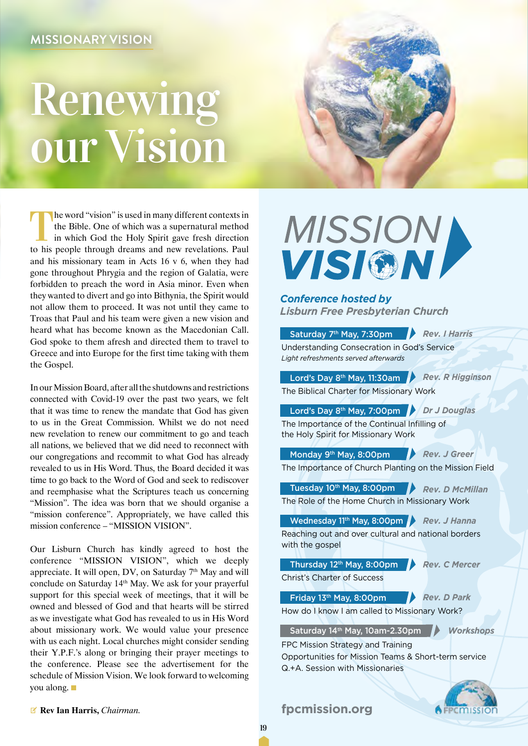MISSIONARY VISION

# Renewing our Vision

The word "vision" is used in many different contexts in the Bible. One of which was a supernatural method in which God the Holy Spirit gave fresh direction to his people through dreams and new revelations. Paul and his missionary team in Acts 16 v 6, when they had gone throughout Phrygia and the region of Galatia, were forbidden to preach the word in Asia minor. Even when they wanted to divert and go into Bithynia, the Spirit would not allow them to proceed. It was not until they came to Troas that Paul and his team were given a new vision and heard what has become known as the Macedonian Call. God spoke to them afresh and directed them to travel to Greece and into Europe for the first time taking with them the Gospel.

In our Mission Board, after all the shutdowns and restrictions connected with Covid-19 over the past two years, we felt that it was time to renew the mandate that God has given to us in the Great Commission. Whilst we do not need new revelation to renew our commitment to go and teach all nations, we believed that we did need to reconnect with our congregations and recommit to what God has already revealed to us in His Word. Thus, the Board decided it was time to go back to the Word of God and seek to rediscover and reemphasise what the Scriptures teach us concerning "Mission". The idea was born that we should organise a "mission conference". Appropriately, we have called this mission conference – "MISSION VISION".

Our Lisburn Church has kindly agreed to host the conference "MISSION VISION", which we deeply appreciate. It will open, DV, on Saturday 7th May and will conclude on Saturday 14th May. We ask for your prayerful support for this special week of meetings, that it will be owned and blessed of God and that hearts will be stirred as we investigate what God has revealed to us in His Word about missionary work. We would value your presence with us each night. Local churches might consider sending their Y.P.F.'s along or bringing their prayer meetings to the conference. Please see the advertisement for the schedule of Mission Vision. We look forward to welcoming you along.

**Rev Ian Harris,** *Chairman.*

## MISSION VISION

***Conference hosted by Lisburn Free Presbyterian Church***

**Saturday 7th May, 7:30pm** — ***Rev. I Harris***
Understanding Consecration in God's Service
*Light refreshments served afterwards*

**Lord's Day 8th May, 11:30am** — ***Rev. R Higginson***
The Biblical Charter for Missionary Work

**Lord's Day 8th May, 7:00pm** — ***Dr J Douglas***
The Importance of the Continual Infilling of the Holy Spirit for Missionary Work

**Monday 9th May, 8:00pm** — ***Rev. J Greer***
The Importance of Church Planting on the Mission Field

**Tuesday 10th May, 8:00pm** — ***Rev. D McMillan***
The Role of the Home Church in Missionary Work

**Wednesday 11th May, 8:00pm** — ***Rev. J Hanna***
Reaching out and over cultural and national borders with the gospel

**Thursday 12th May, 8:00pm** — ***Rev. C Mercer***
Christ's Charter of Success

**Friday 13th May, 8:00pm** — ***Rev. D Park***
How do I know I am called to Missionary Work?

**Saturday 14th May, 10am-2.30pm** — ***Workshops***
FPC Mission Strategy and Training
Opportunities for Mission Teams & Short-term service
Q.+A. Session with Missionaries

**fpcmission.org**

FPCMISSION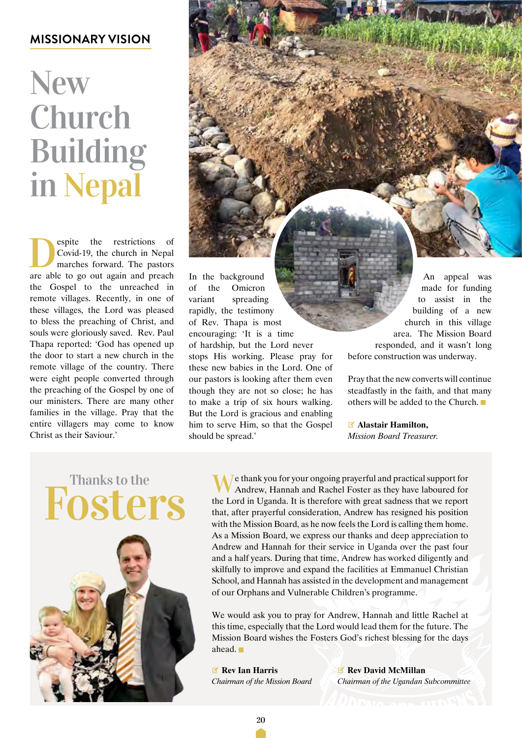MISSIONARY VISION

# New Church Building in Nepal

Despite the restrictions of Covid-19, the church in Nepal marches forward. The pastors are able to go out again and preach the Gospel to the unreached in remote villages. Recently, in one of these villages, the Lord was pleased to bless the preaching of Christ, and souls were gloriously saved. Rev. Paul Thapa reported: 'God has opened up the door to start a new church in the remote village of the country. There were eight people converted through the preaching of the Gospel by one of our ministers. There are many other families in the village. Pray that the entire villagers may come to know Christ as their Saviour.'

In the background of the Omicron variant spreading rapidly, the testimony of Rev. Thapa is most encouraging: 'It is a time of hardship, but the Lord never stops His working. Please pray for these new babies in the Lord. One of our pastors is looking after them even though they are not so close; he has to make a trip of six hours walking. But the Lord is gracious and enabling him to serve Him, so that the Gospel should be spread.'

An appeal was made for funding to assist in the building of a new church in this village area. The Mission Board responded, and it wasn't long before construction was underway.

Pray that the new converts will continue steadfastly in the faith, and that many others will be added to the Church.

**Alastair Hamilton,**
*Mission Board Treasurer.*

# Thanks to the Fosters

We thank you for your ongoing prayerful and practical support for Andrew, Hannah and Rachel Foster as they have laboured for the Lord in Uganda. It is therefore with great sadness that we report that, after prayerful consideration, Andrew has resigned his position with the Mission Board, as he now feels the Lord is calling them home. As a Mission Board, we express our thanks and deep appreciation to Andrew and Hannah for their service in Uganda over the past four and a half years. During that time, Andrew has worked diligently and skilfully to improve and expand the facilities at Emmanuel Christian School, and Hannah has assisted in the development and management of our Orphans and Vulnerable Children's programme.

We would ask you to pray for Andrew, Hannah and little Rachel at this time, especially that the Lord would lead them for the future. The Mission Board wishes the Fosters God's richest blessing for the days ahead.

**Rev Ian Harris**
*Chairman of the Mission Board*

**Rev David McMillan**
*Chairman of the Ugandan Subcommittee*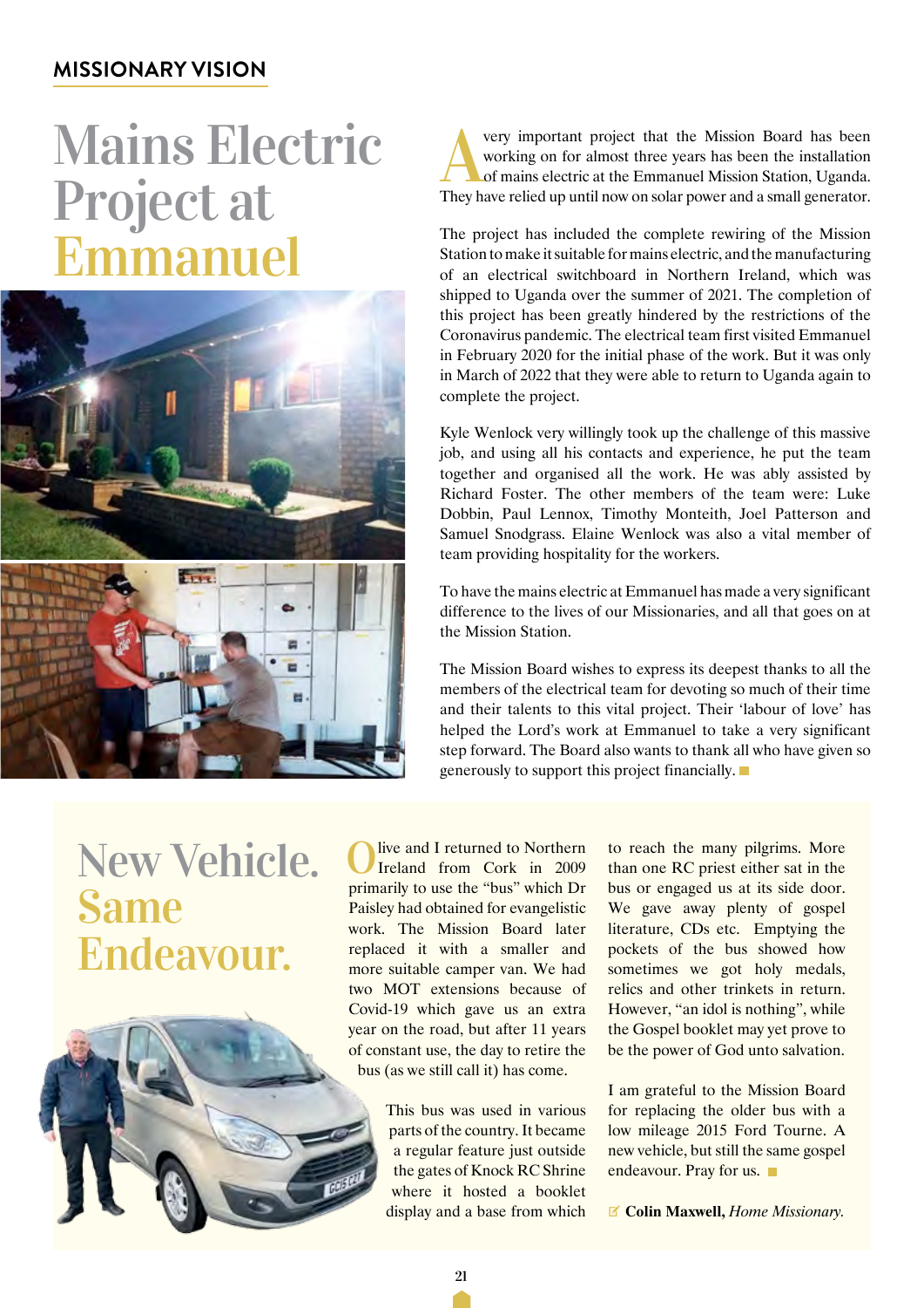MISSIONARY VISION

# Mains Electric Project at Emmanuel

A very important project that the Mission Board has been working on for almost three years has been the installation of mains electric at the Emmanuel Mission Station, Uganda. They have relied up until now on solar power and a small generator.

The project has included the complete rewiring of the Mission Station to make it suitable for mains electric, and the manufacturing of an electrical switchboard in Northern Ireland, which was shipped to Uganda over the summer of 2021. The completion of this project has been greatly hindered by the restrictions of the Coronavirus pandemic. The electrical team first visited Emmanuel in February 2020 for the initial phase of the work. But it was only in March of 2022 that they were able to return to Uganda again to complete the project.

Kyle Wenlock very willingly took up the challenge of this massive job, and using all his contacts and experience, he put the team together and organised all the work. He was ably assisted by Richard Foster. The other members of the team were: Luke Dobbin, Paul Lennox, Timothy Monteith, Joel Patterson and Samuel Snodgrass. Elaine Wenlock was also a vital member of team providing hospitality for the workers.

To have the mains electric at Emmanuel has made a very significant difference to the lives of our Missionaries, and all that goes on at the Mission Station.

The Mission Board wishes to express its deepest thanks to all the members of the electrical team for devoting so much of their time and their talents to this vital project. Their 'labour of love' has helped the Lord's work at Emmanuel to take a very significant step forward. The Board also wants to thank all who have given so generously to support this project financially.

# New Vehicle. Same Endeavour.

Olive and I returned to Northern Ireland from Cork in 2009 primarily to use the "bus" which Dr Paisley had obtained for evangelistic work. The Mission Board later replaced it with a smaller and more suitable camper van. We had two MOT extensions because of Covid-19 which gave us an extra year on the road, but after 11 years of constant use, the day to retire the bus (as we still call it) has come.

This bus was used in various parts of the country. It became a regular feature just outside the gates of Knock RC Shrine where it hosted a booklet display and a base from which to reach the many pilgrims. More than one RC priest either sat in the bus or engaged us at its side door. We gave away plenty of gospel literature, CDs etc. Emptying the pockets of the bus showed how sometimes we got holy medals, relics and other trinkets in return. However, "an idol is nothing", while the Gospel booklet may yet prove to be the power of God unto salvation.

I am grateful to the Mission Board for replacing the older bus with a low mileage 2015 Ford Tourne. A new vehicle, but still the same gospel endeavour. Pray for us.

**Colin Maxwell,** *Home Missionary.*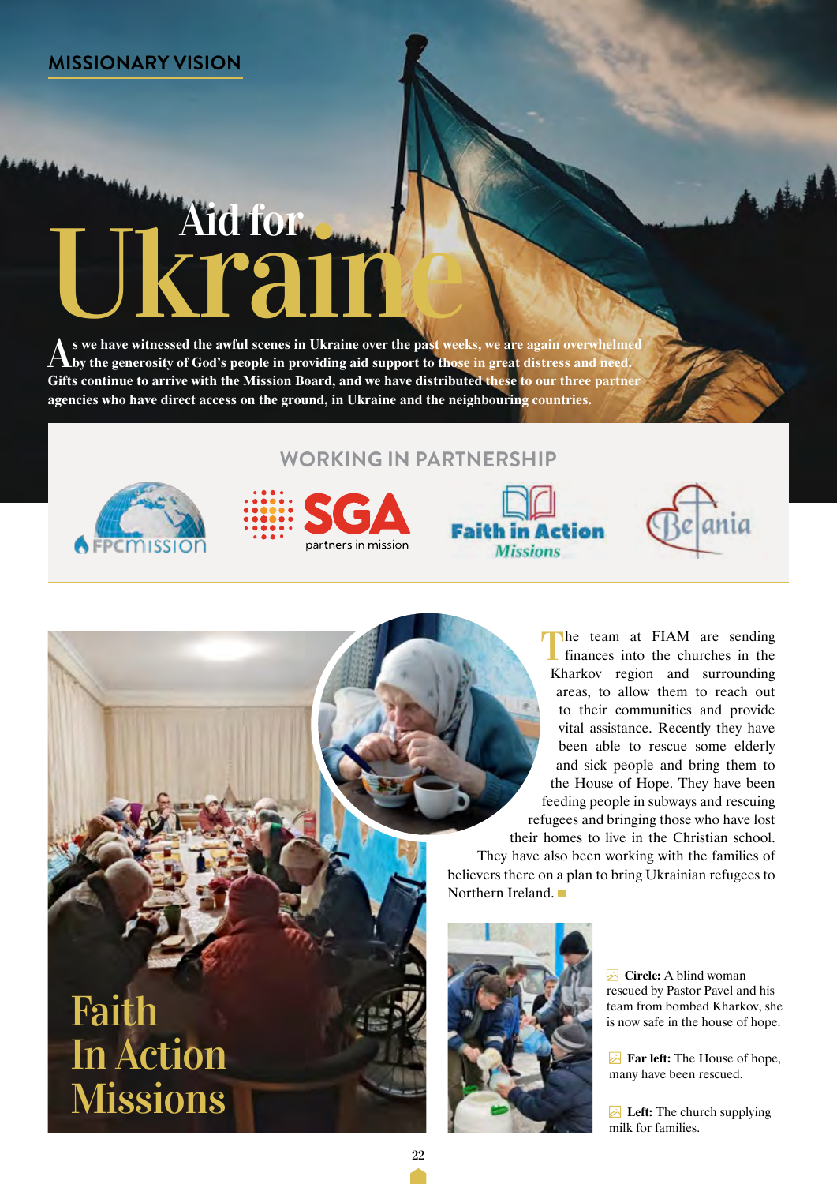MISSIONARY VISION

# Aid for Ukraine

**As we have witnessed the awful scenes in Ukraine over the past weeks, we are again overwhelmed by the generosity of God's people in providing aid support to those in great distress and need. Gifts continue to arrive with the Mission Board, and we have distributed these to our three partner agencies who have direct access on the ground, in Ukraine and the neighbouring countries.**

## WORKING IN PARTNERSHIP

FPCMISSION · SGA partners in mission · Faith in Action Missions · Betania

## Faith In Action Missions

The team at FIAM are sending finances into the churches in the Kharkov region and surrounding areas, to allow them to reach out to their communities and provide vital assistance. Recently they have been able to rescue some elderly and sick people and bring them to the House of Hope. They have been feeding people in subways and rescuing refugees and bringing those who have lost their homes to live in the Christian school. They have also been working with the families of believers there on a plan to bring Ukrainian refugees to Northern Ireland.

**Circle:** A blind woman rescued by Pastor Pavel and his team from bombed Kharkov, she is now safe in the house of hope.

**Far left:** The House of hope, many have been rescued.

**Left:** The church supplying milk for families.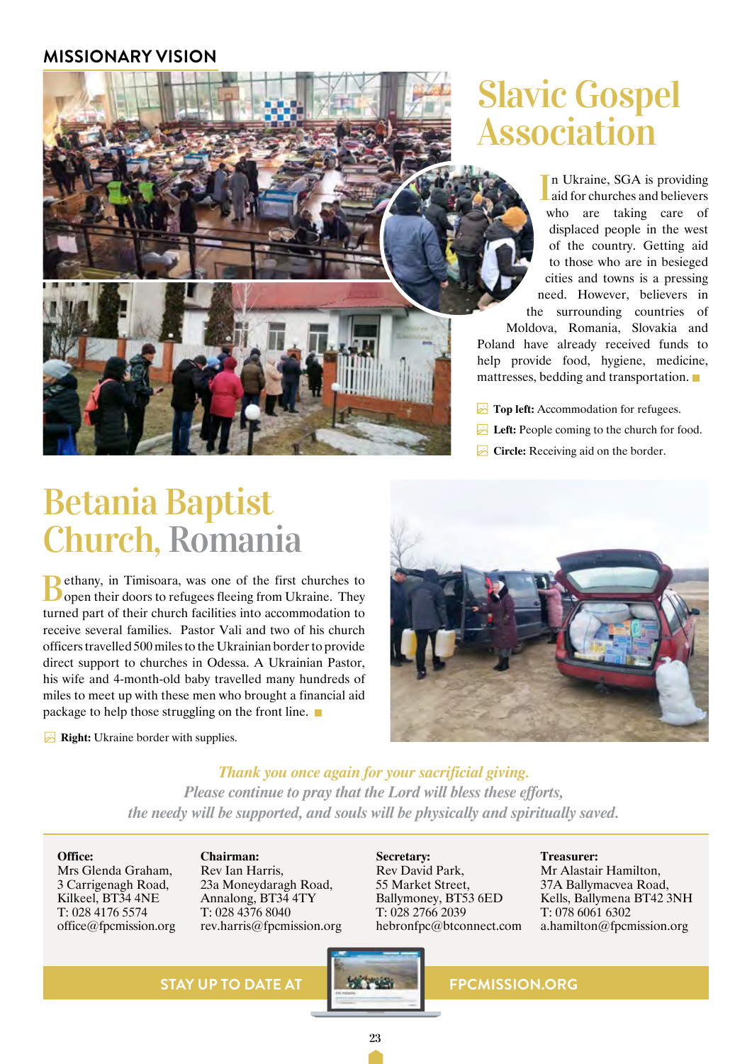MISSIONARY VISION

# Slavic Gospel Association

In Ukraine, SGA is providing aid for churches and believers who are taking care of displaced people in the west of the country. Getting aid to those who are in besieged cities and towns is a pressing need. However, believers in the surrounding countries of Moldova, Romania, Slovakia and Poland have already received funds to help provide food, hygiene, medicine, mattresses, bedding and transportation.

**Top left:** Accommodation for refugees.

**Left:** People coming to the church for food.

**Circle:** Receiving aid on the border.

# Betania Baptist Church, Romania

Bethany, in Timisoara, was one of the first churches to open their doors to refugees fleeing from Ukraine. They turned part of their church facilities into accommodation to receive several families. Pastor Vali and two of his church officers travelled 500 miles to the Ukrainian border to provide direct support to churches in Odessa. A Ukrainian Pastor, his wife and 4-month-old baby travelled many hundreds of miles to meet up with these men who brought a financial aid package to help those struggling on the front line.

**Right:** Ukraine border with supplies.

*Thank you once again for your sacrificial giving.*
*Please continue to pray that the Lord will bless these efforts, the needy will be supported, and souls will be physically and spiritually saved.*

**Office:**
Mrs Glenda Graham,
3 Carrigenagh Road,
Kilkeel, BT34 4NE
T: 028 4176 5574
office@fpcmission.org

**Chairman:**
Rev Ian Harris,
23a Moneydaragh Road,
Annalong, BT34 4TY
T: 028 4376 8040
rev.harris@fpcmission.org

**Secretary:**
Rev David Park,
55 Market Street,
Ballymoney, BT53 6ED
T: 028 2766 2039
hebronfpc@btconnect.com

**Treasurer:**
Mr Alastair Hamilton,
37A Ballymacvea Road,
Kells, Ballymena BT42 3NH
T: 078 6061 6302
a.hamilton@fpcmission.org

STAY UP TO DATE AT FPCMISSION.ORG